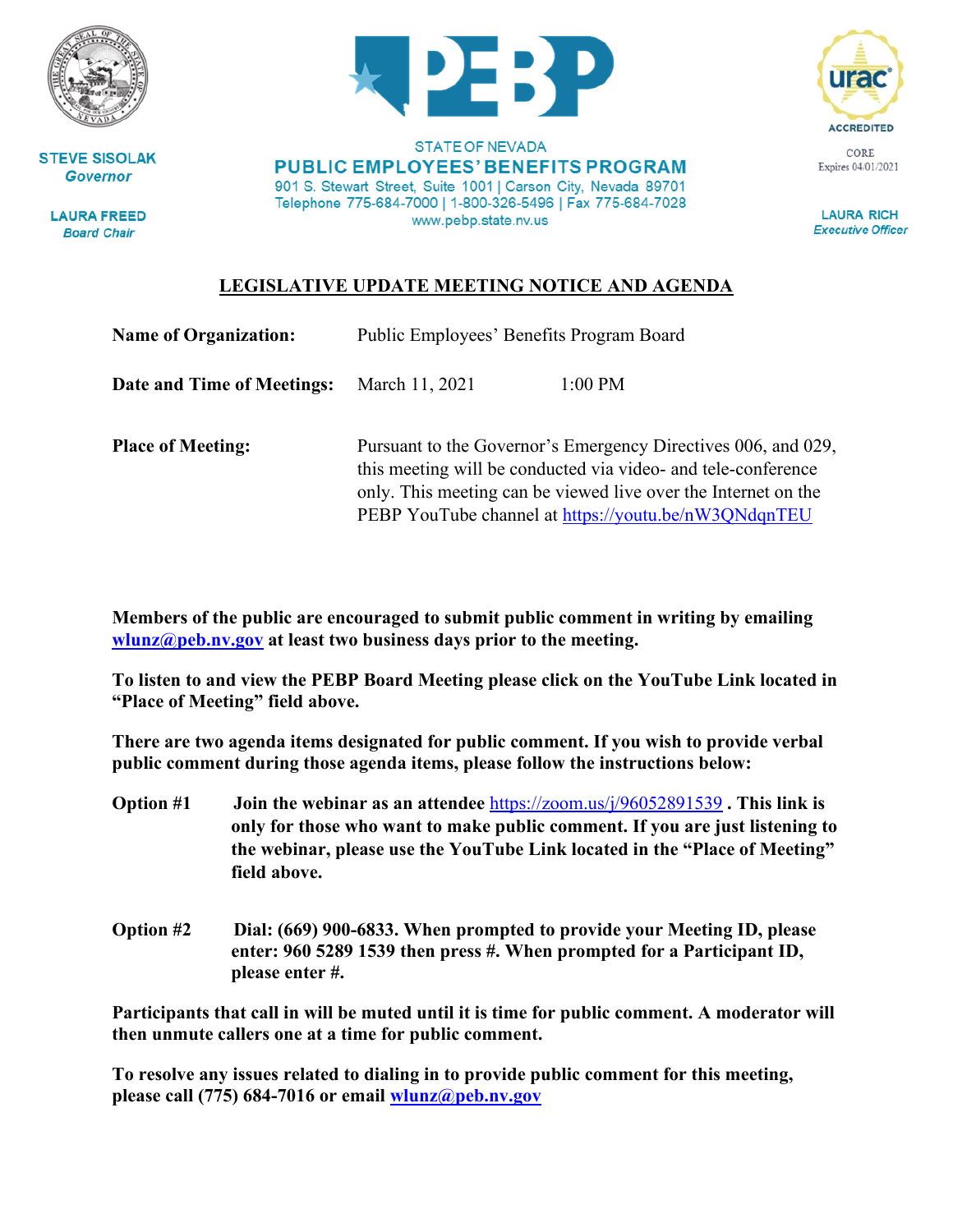STEVE SISOLAK
*Governor*

LAURA FREED
*Board Chair*

STATE OF NEVADA
**PUBLIC EMPLOYEES' BENEFITS PROGRAM**
901 S. Stewart Street, Suite 1001 | Carson City, Nevada 89701
Telephone 775-684-7000 | 1-800-326-5496 | Fax 775-684-7028
www.pebp.state.nv.us

urac ACCREDITED
CORE
Expires 04/01/2021

LAURA RICH
*Executive Officer*

## LEGISLATIVE UPDATE MEETING NOTICE AND AGENDA

**Name of Organization:** Public Employees' Benefits Program Board

**Date and Time of Meetings:** March 11, 2021 1:00 PM

**Place of Meeting:** Pursuant to the Governor's Emergency Directives 006, and 029, this meeting will be conducted via video- and tele-conference only. This meeting can be viewed live over the Internet on the PEBP YouTube channel at https://youtu.be/nW3QNdqnTEU

**Members of the public are encouraged to submit public comment in writing by emailing wlunz@peb.nv.gov at least two business days prior to the meeting.**

**To listen to and view the PEBP Board Meeting please click on the YouTube Link located in "Place of Meeting" field above.**

**There are two agenda items designated for public comment. If you wish to provide verbal public comment during those agenda items, please follow the instructions below:**

**Option #1** **Join the webinar as an attendee** https://zoom.us/j/96052891539 **. This link is only for those who want to make public comment. If you are just listening to the webinar, please use the YouTube Link located in the "Place of Meeting" field above.**

**Option #2** **Dial: (669) 900-6833. When prompted to provide your Meeting ID, please enter: 960 5289 1539 then press #. When prompted for a Participant ID, please enter #.**

**Participants that call in will be muted until it is time for public comment. A moderator will then unmute callers one at a time for public comment.**

**To resolve any issues related to dialing in to provide public comment for this meeting, please call (775) 684-7016 or email wlunz@peb.nv.gov**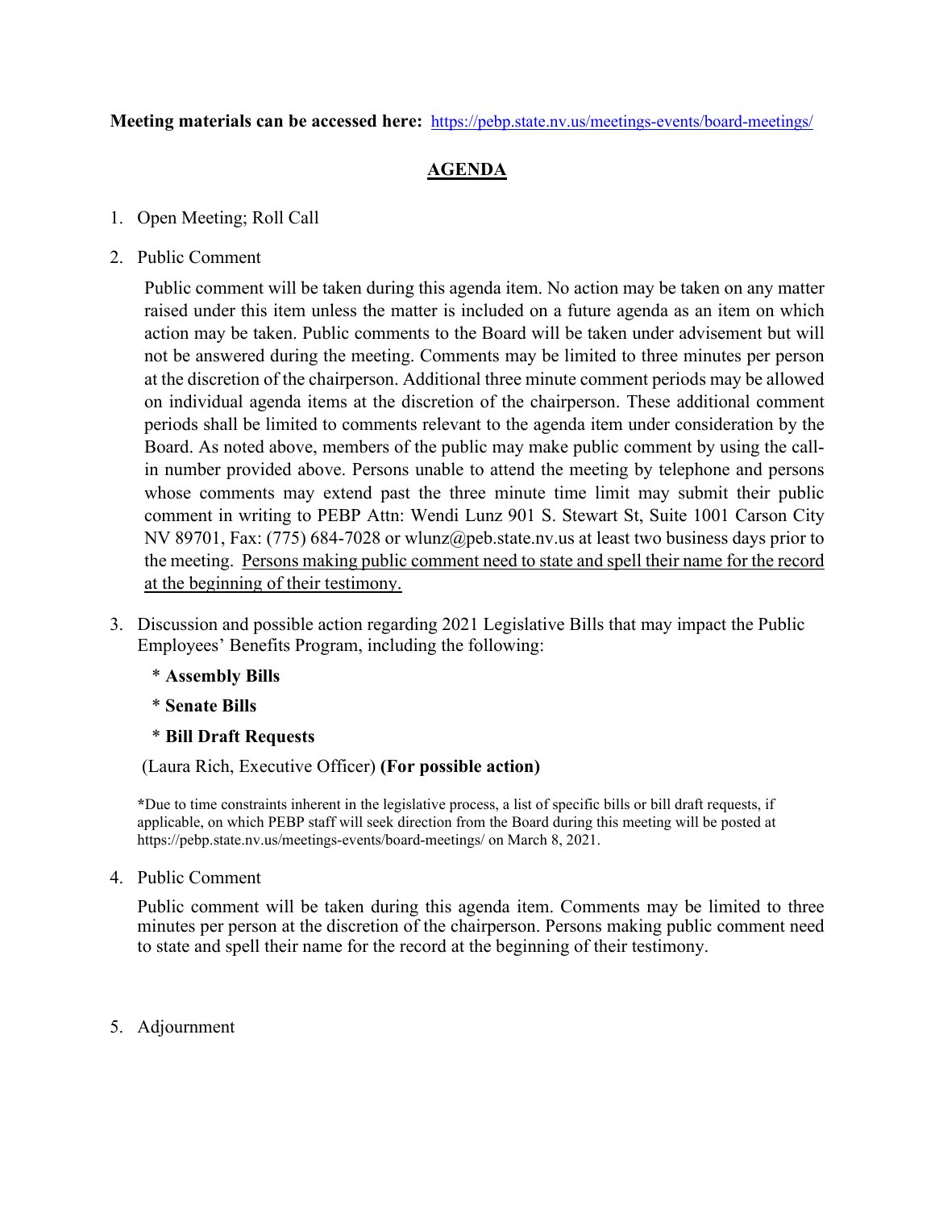**Meeting materials can be accessed here:** https://pebp.state.nv.us/meetings-events/board-meetings/

## AGENDA

1. Open Meeting; Roll Call

2. Public Comment

   Public comment will be taken during this agenda item. No action may be taken on any matter raised under this item unless the matter is included on a future agenda as an item on which action may be taken. Public comments to the Board will be taken under advisement but will not be answered during the meeting. Comments may be limited to three minutes per person at the discretion of the chairperson. Additional three minute comment periods may be allowed on individual agenda items at the discretion of the chairperson. These additional comment periods shall be limited to comments relevant to the agenda item under consideration by the Board. As noted above, members of the public may make public comment by using the call-in number provided above. Persons unable to attend the meeting by telephone and persons whose comments may extend past the three minute time limit may submit their public comment in writing to PEBP Attn: Wendi Lunz 901 S. Stewart St, Suite 1001 Carson City NV 89701, Fax: (775) 684-7028 or wlunz@peb.state.nv.us at least two business days prior to the meeting. Persons making public comment need to state and spell their name for the record at the beginning of their testimony.

3. Discussion and possible action regarding 2021 Legislative Bills that may impact the Public Employees' Benefits Program, including the following:

   * **Assembly Bills**
   * **Senate Bills**
   * **Bill Draft Requests**

   (Laura Rich, Executive Officer) **(For possible action)**

   *Due to time constraints inherent in the legislative process, a list of specific bills or bill draft requests, if applicable, on which PEBP staff will seek direction from the Board during this meeting will be posted at https://pebp.state.nv.us/meetings-events/board-meetings/ on March 8, 2021.

4. Public Comment

   Public comment will be taken during this agenda item. Comments may be limited to three minutes per person at the discretion of the chairperson. Persons making public comment need to state and spell their name for the record at the beginning of their testimony.

5. Adjournment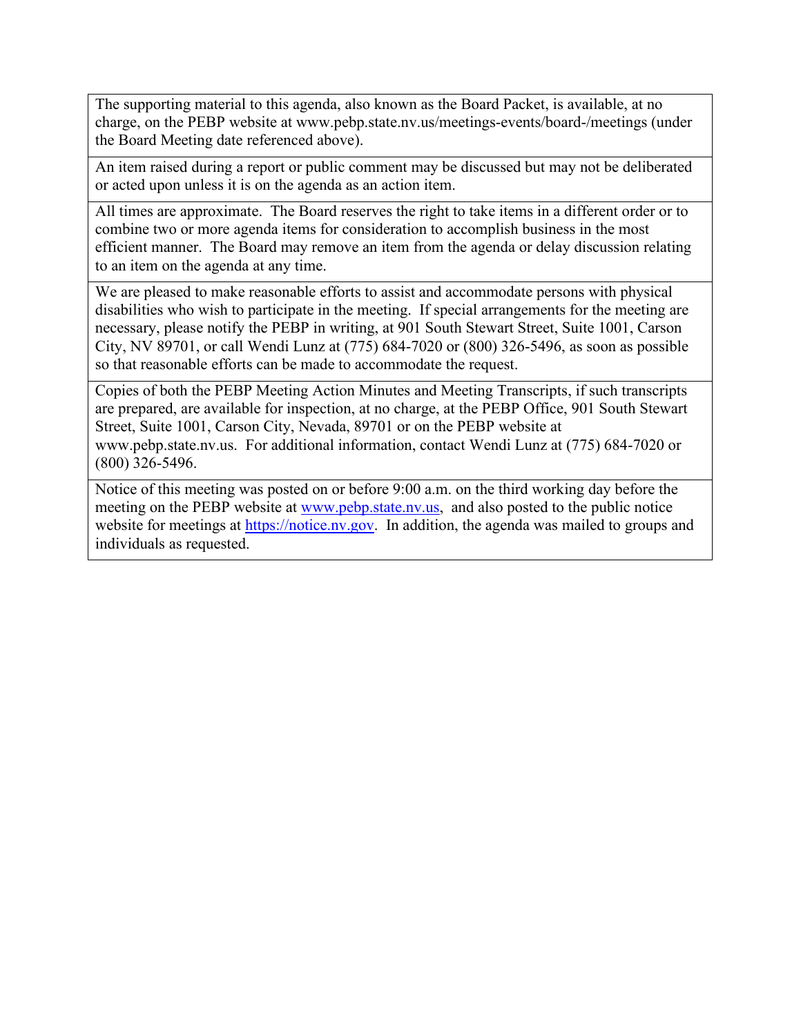| |
|---|
| The supporting material to this agenda, also known as the Board Packet, is available, at no charge, on the PEBP website at www.pebp.state.nv.us/meetings-events/board-/meetings (under the Board Meeting date referenced above). |
| An item raised during a report or public comment may be discussed but may not be deliberated or acted upon unless it is on the agenda as an action item. |
| All times are approximate. The Board reserves the right to take items in a different order or to combine two or more agenda items for consideration to accomplish business in the most efficient manner. The Board may remove an item from the agenda or delay discussion relating to an item on the agenda at any time. |
| We are pleased to make reasonable efforts to assist and accommodate persons with physical disabilities who wish to participate in the meeting. If special arrangements for the meeting are necessary, please notify the PEBP in writing, at 901 South Stewart Street, Suite 1001, Carson City, NV 89701, or call Wendi Lunz at (775) 684-7020 or (800) 326-5496, as soon as possible so that reasonable efforts can be made to accommodate the request. |
| Copies of both the PEBP Meeting Action Minutes and Meeting Transcripts, if such transcripts are prepared, are available for inspection, at no charge, at the PEBP Office, 901 South Stewart Street, Suite 1001, Carson City, Nevada, 89701 or on the PEBP website at www.pebp.state.nv.us. For additional information, contact Wendi Lunz at (775) 684-7020 or (800) 326-5496. |
| Notice of this meeting was posted on or before 9:00 a.m. on the third working day before the meeting on the PEBP website at www.pebp.state.nv.us, and also posted to the public notice website for meetings at https://notice.nv.gov. In addition, the agenda was mailed to groups and individuals as requested. |